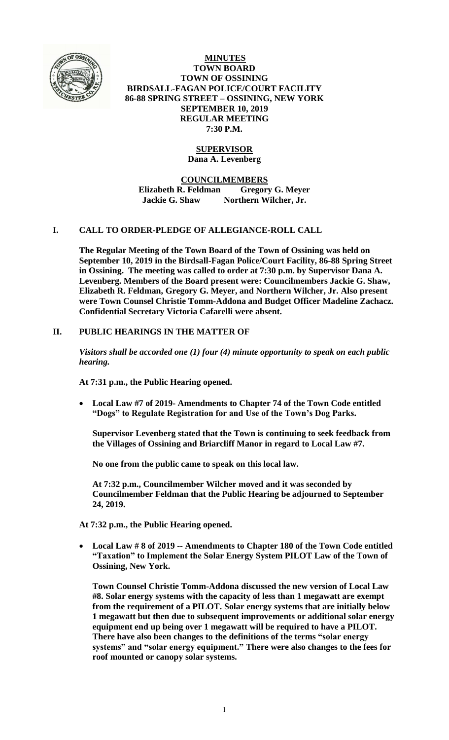**MINUTES**
**TOWN BOARD**
**TOWN OF OSSINING**
**BIRDSALL-FAGAN POLICE/COURT FACILITY**
**86-88 SPRING STREET – OSSINING, NEW YORK**
**SEPTEMBER 10, 2019**
**REGULAR MEETING**
**7:30 P.M.**

**SUPERVISOR**
**Dana A. Levenberg**

**COUNCILMEMBERS**
**Elizabeth R. Feldman Gregory G. Meyer**
**Jackie G. Shaw Northern Wilcher, Jr.**

## I. CALL TO ORDER-PLEDGE OF ALLEGIANCE-ROLL CALL

**The Regular Meeting of the Town Board of the Town of Ossining was held on September 10, 2019 in the Birdsall-Fagan Police/Court Facility, 86-88 Spring Street in Ossining. The meeting was called to order at 7:30 p.m. by Supervisor Dana A. Levenberg. Members of the Board present were: Councilmembers Jackie G. Shaw, Elizabeth R. Feldman, Gregory G. Meyer, and Northern Wilcher, Jr. Also present were Town Counsel Christie Tomm-Addona and Budget Officer Madeline Zachacz. Confidential Secretary Victoria Cafarelli were absent.**

## II. PUBLIC HEARINGS IN THE MATTER OF

***Visitors shall be accorded one (1) four (4) minute opportunity to speak on each public hearing.***

**At 7:31 p.m., the Public Hearing opened.**

- **Local Law #7 of 2019- Amendments to Chapter 74 of the Town Code entitled "Dogs" to Regulate Registration for and Use of the Town's Dog Parks.**

**Supervisor Levenberg stated that the Town is continuing to seek feedback from the Villages of Ossining and Briarcliff Manor in regard to Local Law #7.**

**No one from the public came to speak on this local law.**

**At 7:32 p.m., Councilmember Wilcher moved and it was seconded by Councilmember Feldman that the Public Hearing be adjourned to September 24, 2019.**

**At 7:32 p.m., the Public Hearing opened.**

- **Local Law # 8 of 2019 -- Amendments to Chapter 180 of the Town Code entitled "Taxation" to Implement the Solar Energy System PILOT Law of the Town of Ossining, New York.**

**Town Counsel Christie Tomm-Addona discussed the new version of Local Law #8. Solar energy systems with the capacity of less than 1 megawatt are exempt from the requirement of a PILOT. Solar energy systems that are initially below 1 megawatt but then due to subsequent improvements or additional solar energy equipment end up being over 1 megawatt will be required to have a PILOT. There have also been changes to the definitions of the terms "solar energy systems" and "solar energy equipment." There were also changes to the fees for roof mounted or canopy solar systems.**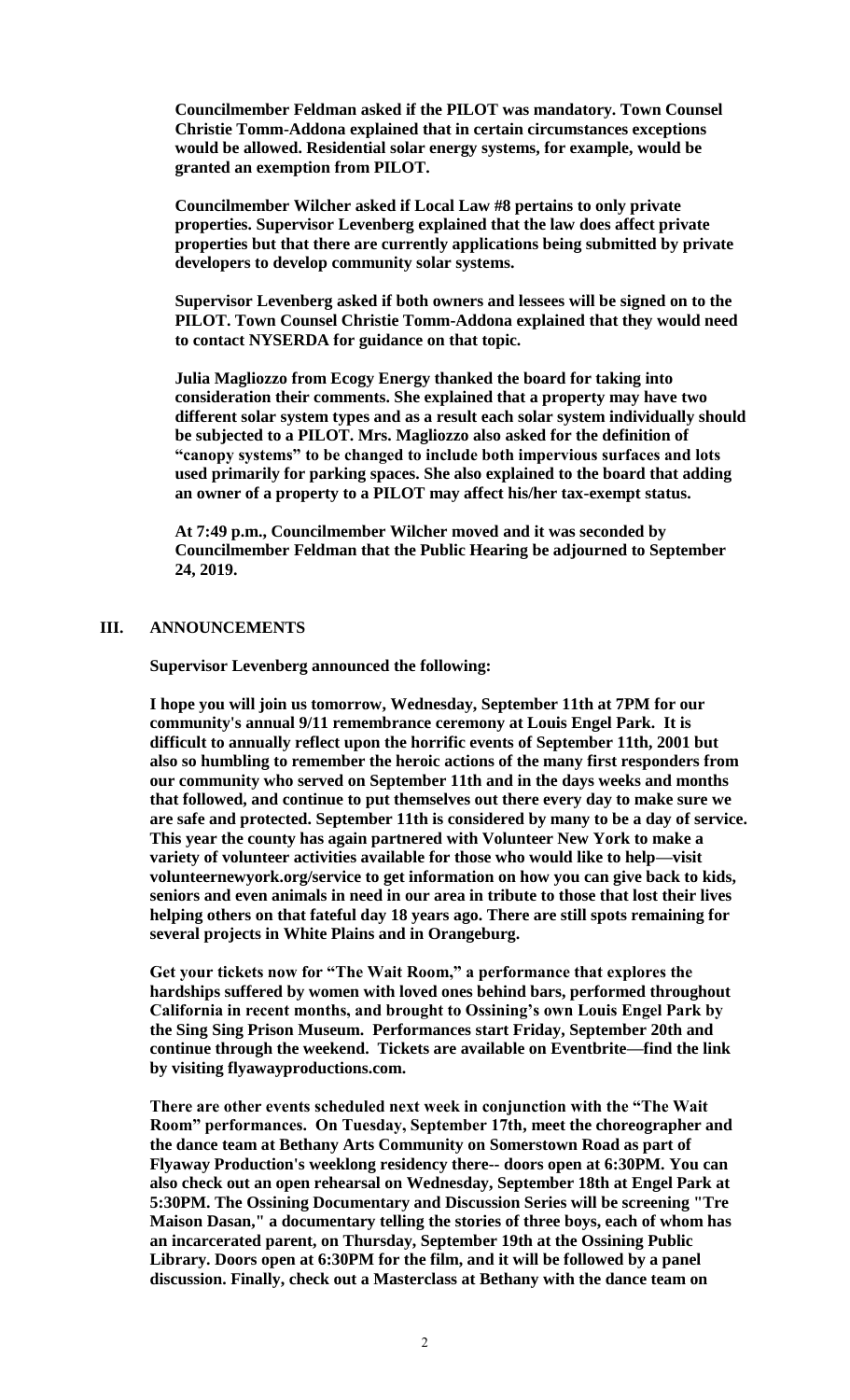**Councilmember Feldman asked if the PILOT was mandatory. Town Counsel Christie Tomm-Addona explained that in certain circumstances exceptions would be allowed. Residential solar energy systems, for example, would be granted an exemption from PILOT.**

**Councilmember Wilcher asked if Local Law #8 pertains to only private properties. Supervisor Levenberg explained that the law does affect private properties but that there are currently applications being submitted by private developers to develop community solar systems.**

**Supervisor Levenberg asked if both owners and lessees will be signed on to the PILOT. Town Counsel Christie Tomm-Addona explained that they would need to contact NYSERDA for guidance on that topic.**

**Julia Magliozzo from Ecogy Energy thanked the board for taking into consideration their comments. She explained that a property may have two different solar system types and as a result each solar system individually should be subjected to a PILOT. Mrs. Magliozzo also asked for the definition of "canopy systems" to be changed to include both impervious surfaces and lots used primarily for parking spaces. She also explained to the board that adding an owner of a property to a PILOT may affect his/her tax-exempt status.**

**At 7:49 p.m., Councilmember Wilcher moved and it was seconded by Councilmember Feldman that the Public Hearing be adjourned to September 24, 2019.**

## III. ANNOUNCEMENTS

**Supervisor Levenberg announced the following:**

**I hope you will join us tomorrow, Wednesday, September 11th at 7PM for our community's annual 9/11 remembrance ceremony at Louis Engel Park. It is difficult to annually reflect upon the horrific events of September 11th, 2001 but also so humbling to remember the heroic actions of the many first responders from our community who served on September 11th and in the days weeks and months that followed, and continue to put themselves out there every day to make sure we are safe and protected. September 11th is considered by many to be a day of service. This year the county has again partnered with Volunteer New York to make a variety of volunteer activities available for those who would like to help—visit volunteernewyork.org/service to get information on how you can give back to kids, seniors and even animals in need in our area in tribute to those that lost their lives helping others on that fateful day 18 years ago. There are still spots remaining for several projects in White Plains and in Orangeburg.**

**Get your tickets now for "The Wait Room," a performance that explores the hardships suffered by women with loved ones behind bars, performed throughout California in recent months, and brought to Ossining's own Louis Engel Park by the Sing Sing Prison Museum. Performances start Friday, September 20th and continue through the weekend. Tickets are available on Eventbrite—find the link by visiting flyawayproductions.com.**

**There are other events scheduled next week in conjunction with the "The Wait Room" performances. On Tuesday, September 17th, meet the choreographer and the dance team at Bethany Arts Community on Somerstown Road as part of Flyaway Production's weeklong residency there-- doors open at 6:30PM. You can also check out an open rehearsal on Wednesday, September 18th at Engel Park at 5:30PM. The Ossining Documentary and Discussion Series will be screening "Tre Maison Dasan," a documentary telling the stories of three boys, each of whom has an incarcerated parent, on Thursday, September 19th at the Ossining Public Library. Doors open at 6:30PM for the film, and it will be followed by a panel discussion. Finally, check out a Masterclass at Bethany with the dance team on**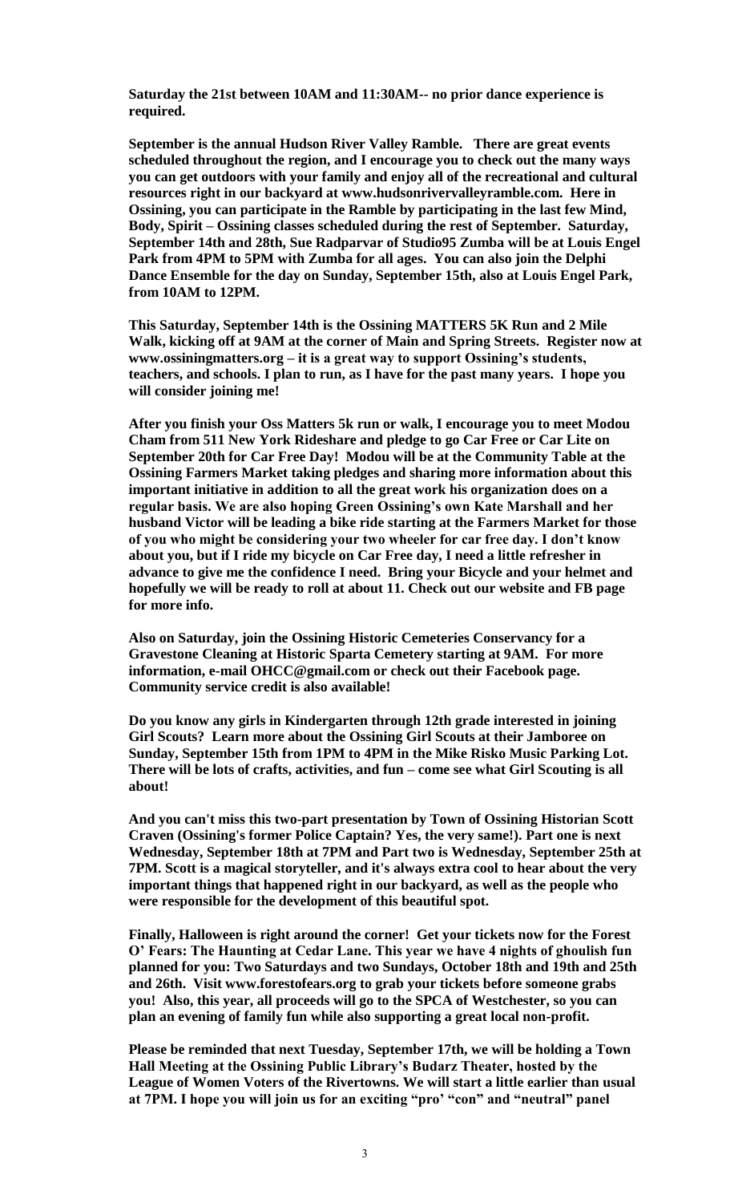**Saturday the 21st between 10AM and 11:30AM-- no prior dance experience is required.**

**September is the annual Hudson River Valley Ramble. There are great events scheduled throughout the region, and I encourage you to check out the many ways you can get outdoors with your family and enjoy all of the recreational and cultural resources right in our backyard at www.hudsonrivervalleyramble.com. Here in Ossining, you can participate in the Ramble by participating in the last few Mind, Body, Spirit – Ossining classes scheduled during the rest of September. Saturday, September 14th and 28th, Sue Radparvar of Studio95 Zumba will be at Louis Engel Park from 4PM to 5PM with Zumba for all ages. You can also join the Delphi Dance Ensemble for the day on Sunday, September 15th, also at Louis Engel Park, from 10AM to 12PM.**

**This Saturday, September 14th is the Ossining MATTERS 5K Run and 2 Mile Walk, kicking off at 9AM at the corner of Main and Spring Streets. Register now at www.ossiningmatters.org – it is a great way to support Ossining's students, teachers, and schools. I plan to run, as I have for the past many years. I hope you will consider joining me!**

**After you finish your Oss Matters 5k run or walk, I encourage you to meet Modou Cham from 511 New York Rideshare and pledge to go Car Free or Car Lite on September 20th for Car Free Day! Modou will be at the Community Table at the Ossining Farmers Market taking pledges and sharing more information about this important initiative in addition to all the great work his organization does on a regular basis. We are also hoping Green Ossining's own Kate Marshall and her husband Victor will be leading a bike ride starting at the Farmers Market for those of you who might be considering your two wheeler for car free day. I don't know about you, but if I ride my bicycle on Car Free day, I need a little refresher in advance to give me the confidence I need. Bring your Bicycle and your helmet and hopefully we will be ready to roll at about 11. Check out our website and FB page for more info.**

**Also on Saturday, join the Ossining Historic Cemeteries Conservancy for a Gravestone Cleaning at Historic Sparta Cemetery starting at 9AM. For more information, e-mail OHCC@gmail.com or check out their Facebook page. Community service credit is also available!**

**Do you know any girls in Kindergarten through 12th grade interested in joining Girl Scouts? Learn more about the Ossining Girl Scouts at their Jamboree on Sunday, September 15th from 1PM to 4PM in the Mike Risko Music Parking Lot. There will be lots of crafts, activities, and fun – come see what Girl Scouting is all about!**

**And you can't miss this two-part presentation by Town of Ossining Historian Scott Craven (Ossining's former Police Captain? Yes, the very same!). Part one is next Wednesday, September 18th at 7PM and Part two is Wednesday, September 25th at 7PM. Scott is a magical storyteller, and it's always extra cool to hear about the very important things that happened right in our backyard, as well as the people who were responsible for the development of this beautiful spot.**

**Finally, Halloween is right around the corner! Get your tickets now for the Forest O' Fears: The Haunting at Cedar Lane. This year we have 4 nights of ghoulish fun planned for you: Two Saturdays and two Sundays, October 18th and 19th and 25th and 26th. Visit www.forestofears.org to grab your tickets before someone grabs you! Also, this year, all proceeds will go to the SPCA of Westchester, so you can plan an evening of family fun while also supporting a great local non-profit.**

**Please be reminded that next Tuesday, September 17th, we will be holding a Town Hall Meeting at the Ossining Public Library's Budarz Theater, hosted by the League of Women Voters of the Rivertowns. We will start a little earlier than usual at 7PM. I hope you will join us for an exciting "pro' "con" and "neutral" panel**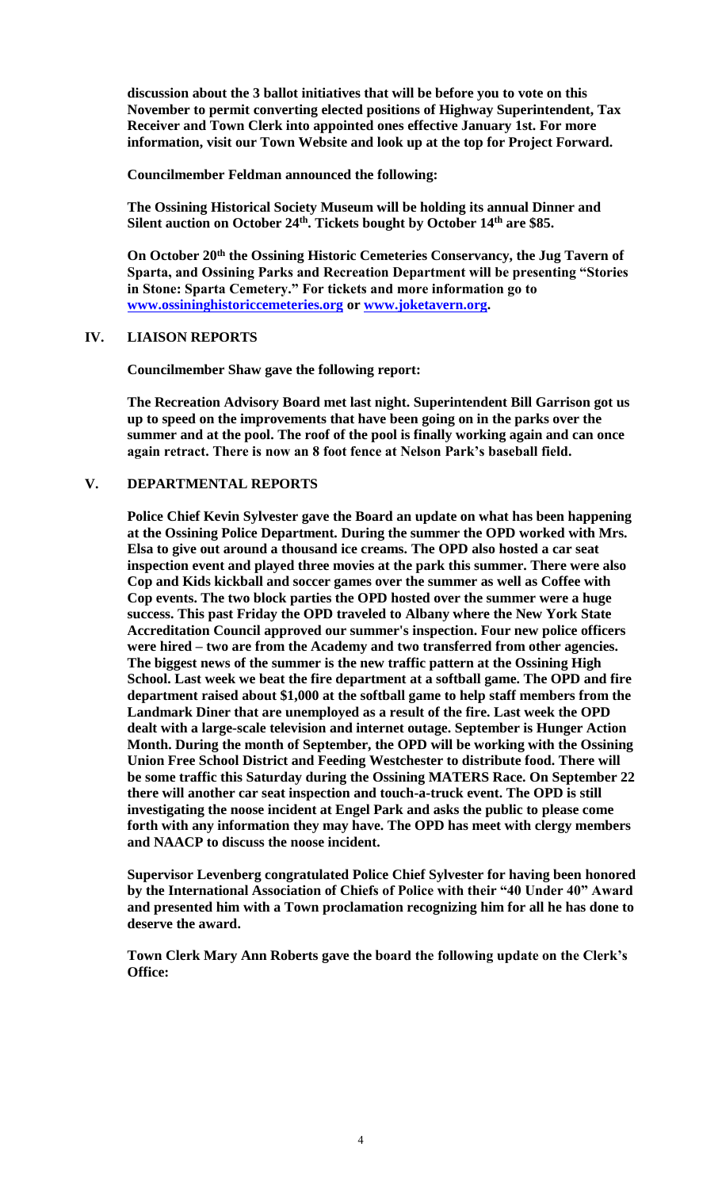**discussion about the 3 ballot initiatives that will be before you to vote on this November to permit converting elected positions of Highway Superintendent, Tax Receiver and Town Clerk into appointed ones effective January 1st. For more information, visit our Town Website and look up at the top for Project Forward.**

**Councilmember Feldman announced the following:**

**The Ossining Historical Society Museum will be holding its annual Dinner and Silent auction on October 24th. Tickets bought by October 14th are $85.**

**On October 20th the Ossining Historic Cemeteries Conservancy, the Jug Tavern of Sparta, and Ossining Parks and Recreation Department will be presenting "Stories in Stone: Sparta Cemetery." For tickets and more information go to www.ossininghistoriccemeteries.org or www.joketavern.org.**

## IV. LIAISON REPORTS

**Councilmember Shaw gave the following report:**

**The Recreation Advisory Board met last night. Superintendent Bill Garrison got us up to speed on the improvements that have been going on in the parks over the summer and at the pool. The roof of the pool is finally working again and can once again retract. There is now an 8 foot fence at Nelson Park's baseball field.**

## V. DEPARTMENTAL REPORTS

**Police Chief Kevin Sylvester gave the Board an update on what has been happening at the Ossining Police Department. During the summer the OPD worked with Mrs. Elsa to give out around a thousand ice creams. The OPD also hosted a car seat inspection event and played three movies at the park this summer. There were also Cop and Kids kickball and soccer games over the summer as well as Coffee with Cop events. The two block parties the OPD hosted over the summer were a huge success. This past Friday the OPD traveled to Albany where the New York State Accreditation Council approved our summer's inspection. Four new police officers were hired – two are from the Academy and two transferred from other agencies. The biggest news of the summer is the new traffic pattern at the Ossining High School. Last week we beat the fire department at a softball game. The OPD and fire department raised about $1,000 at the softball game to help staff members from the Landmark Diner that are unemployed as a result of the fire. Last week the OPD dealt with a large-scale television and internet outage. September is Hunger Action Month. During the month of September, the OPD will be working with the Ossining Union Free School District and Feeding Westchester to distribute food. There will be some traffic this Saturday during the Ossining MATERS Race. On September 22 there will another car seat inspection and touch-a-truck event. The OPD is still investigating the noose incident at Engel Park and asks the public to please come forth with any information they may have. The OPD has meet with clergy members and NAACP to discuss the noose incident.**

**Supervisor Levenberg congratulated Police Chief Sylvester for having been honored by the International Association of Chiefs of Police with their "40 Under 40" Award and presented him with a Town proclamation recognizing him for all he has done to deserve the award.**

**Town Clerk Mary Ann Roberts gave the board the following update on the Clerk's Office:**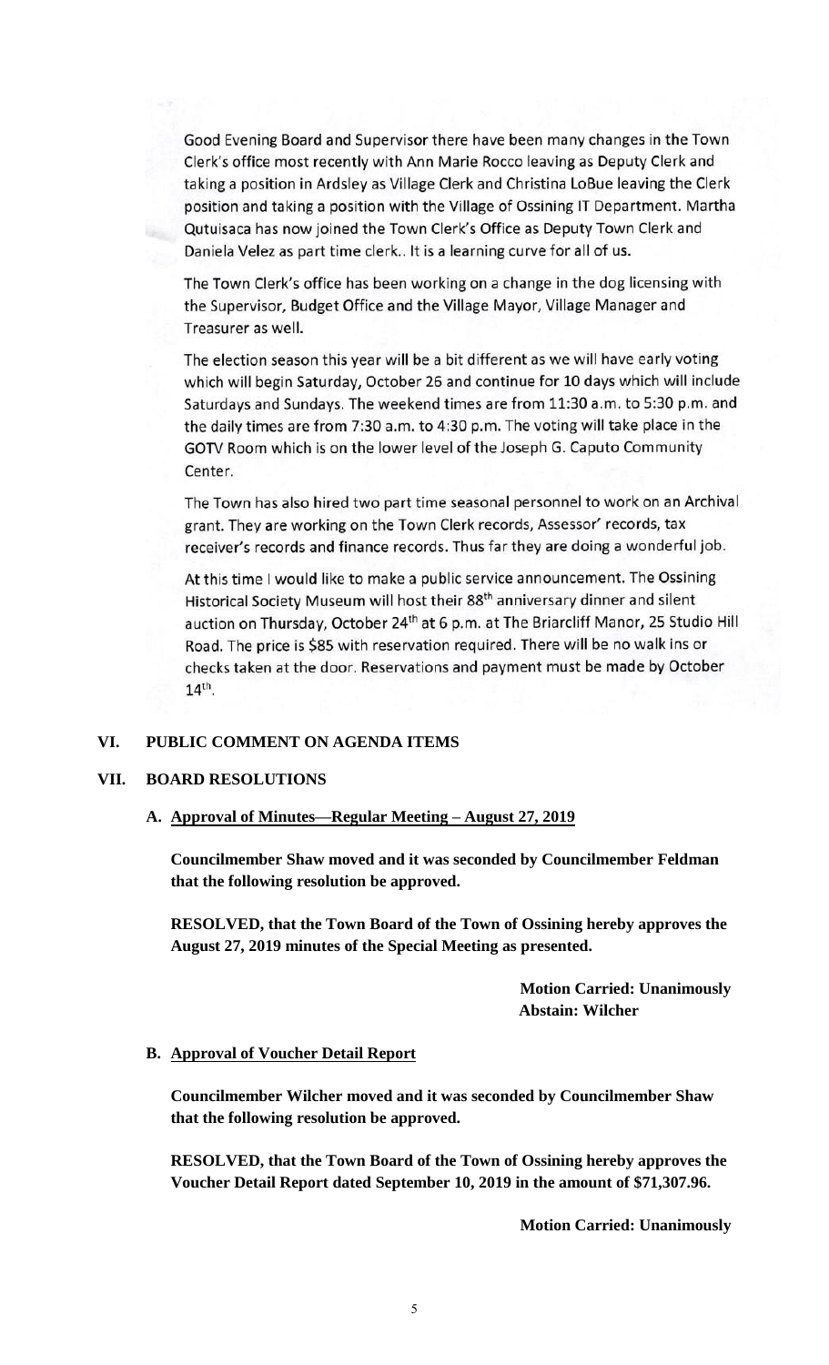Good Evening Board and Supervisor there have been many changes in the Town Clerk's office most recently with Ann Marie Rocco leaving as Deputy Clerk and taking a position in Ardsley as Village Clerk and Christina LoBue leaving the Clerk position and taking a position with the Village of Ossining IT Department. Martha Qutuisaca has now joined the Town Clerk's Office as Deputy Town Clerk and Daniela Velez as part time clerk.. It is a learning curve for all of us.

The Town Clerk's office has been working on a change in the dog licensing with the Supervisor, Budget Office and the Village Mayor, Village Manager and Treasurer as well.

The election season this year will be a bit different as we will have early voting which will begin Saturday, October 26 and continue for 10 days which will include Saturdays and Sundays. The weekend times are from 11:30 a.m. to 5:30 p.m. and the daily times are from 7:30 a.m. to 4:30 p.m. The voting will take place in the GOTV Room which is on the lower level of the Joseph G. Caputo Community Center.

The Town has also hired two part time seasonal personnel to work on an Archival grant. They are working on the Town Clerk records, Assessor' records, tax receiver's records and finance records. Thus far they are doing a wonderful job.

At this time I would like to make a public service announcement. The Ossining Historical Society Museum will host their 88th anniversary dinner and silent auction on Thursday, October 24th at 6 p.m. at The Briarcliff Manor, 25 Studio Hill Road. The price is $85 with reservation required. There will be no walk ins or checks taken at the door. Reservations and payment must be made by October 14th.

## VI. PUBLIC COMMENT ON AGENDA ITEMS

## VII. BOARD RESOLUTIONS

### A. Approval of Minutes—Regular Meeting – August 27, 2019

**Councilmember Shaw moved and it was seconded by Councilmember Feldman that the following resolution be approved.**

**RESOLVED, that the Town Board of the Town of Ossining hereby approves the August 27, 2019 minutes of the Special Meeting as presented.**

**Motion Carried: Unanimously**
**Abstain: Wilcher**

### B. Approval of Voucher Detail Report

**Councilmember Wilcher moved and it was seconded by Councilmember Shaw that the following resolution be approved.**

**RESOLVED, that the Town Board of the Town of Ossining hereby approves the Voucher Detail Report dated September 10, 2019 in the amount of $71,307.96.**

**Motion Carried: Unanimously**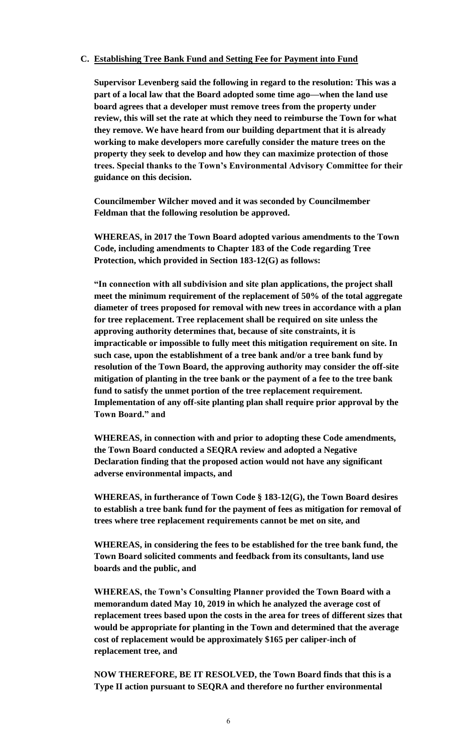### C. Establishing Tree Bank Fund and Setting Fee for Payment into Fund

**Supervisor Levenberg said the following in regard to the resolution: This was a part of a local law that the Board adopted some time ago—when the land use board agrees that a developer must remove trees from the property under review, this will set the rate at which they need to reimburse the Town for what they remove. We have heard from our building department that it is already working to make developers more carefully consider the mature trees on the property they seek to develop and how they can maximize protection of those trees. Special thanks to the Town's Environmental Advisory Committee for their guidance on this decision.**

**Councilmember Wilcher moved and it was seconded by Councilmember Feldman that the following resolution be approved.**

**WHEREAS, in 2017 the Town Board adopted various amendments to the Town Code, including amendments to Chapter 183 of the Code regarding Tree Protection, which provided in Section 183-12(G) as follows:**

**"In connection with all subdivision and site plan applications, the project shall meet the minimum requirement of the replacement of 50% of the total aggregate diameter of trees proposed for removal with new trees in accordance with a plan for tree replacement. Tree replacement shall be required on site unless the approving authority determines that, because of site constraints, it is impracticable or impossible to fully meet this mitigation requirement on site. In such case, upon the establishment of a tree bank and/or a tree bank fund by resolution of the Town Board, the approving authority may consider the off-site mitigation of planting in the tree bank or the payment of a fee to the tree bank fund to satisfy the unmet portion of the tree replacement requirement. Implementation of any off-site planting plan shall require prior approval by the Town Board." and**

**WHEREAS, in connection with and prior to adopting these Code amendments, the Town Board conducted a SEQRA review and adopted a Negative Declaration finding that the proposed action would not have any significant adverse environmental impacts, and**

**WHEREAS, in furtherance of Town Code § 183-12(G), the Town Board desires to establish a tree bank fund for the payment of fees as mitigation for removal of trees where tree replacement requirements cannot be met on site, and**

**WHEREAS, in considering the fees to be established for the tree bank fund, the Town Board solicited comments and feedback from its consultants, land use boards and the public, and**

**WHEREAS, the Town's Consulting Planner provided the Town Board with a memorandum dated May 10, 2019 in which he analyzed the average cost of replacement trees based upon the costs in the area for trees of different sizes that would be appropriate for planting in the Town and determined that the average cost of replacement would be approximately $165 per caliper-inch of replacement tree, and**

**NOW THEREFORE, BE IT RESOLVED, the Town Board finds that this is a Type II action pursuant to SEQRA and therefore no further environmental**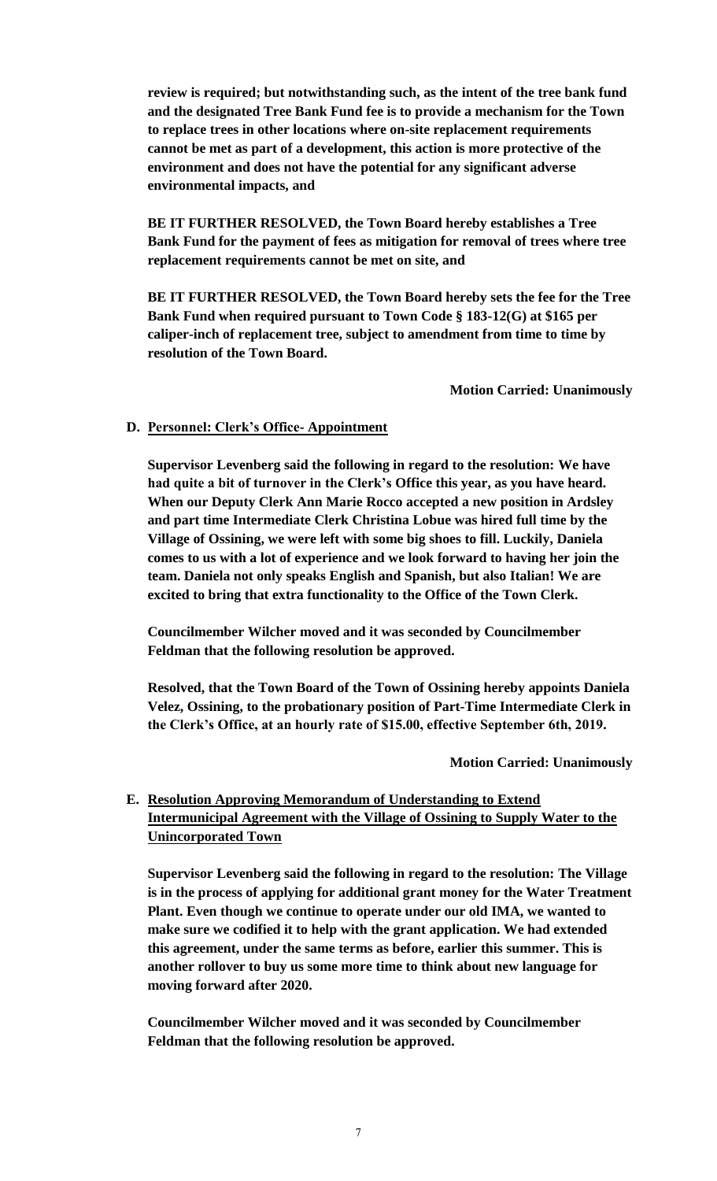**review is required; but notwithstanding such, as the intent of the tree bank fund and the designated Tree Bank Fund fee is to provide a mechanism for the Town to replace trees in other locations where on-site replacement requirements cannot be met as part of a development, this action is more protective of the environment and does not have the potential for any significant adverse environmental impacts, and**

**BE IT FURTHER RESOLVED, the Town Board hereby establishes a Tree Bank Fund for the payment of fees as mitigation for removal of trees where tree replacement requirements cannot be met on site, and**

**BE IT FURTHER RESOLVED, the Town Board hereby sets the fee for the Tree Bank Fund when required pursuant to Town Code § 183-12(G) at $165 per caliper-inch of replacement tree, subject to amendment from time to time by resolution of the Town Board.**

**Motion Carried: Unanimously**

**D. Personnel: Clerk's Office- Appointment**

**Supervisor Levenberg said the following in regard to the resolution: We have had quite a bit of turnover in the Clerk's Office this year, as you have heard. When our Deputy Clerk Ann Marie Rocco accepted a new position in Ardsley and part time Intermediate Clerk Christina Lobue was hired full time by the Village of Ossining, we were left with some big shoes to fill. Luckily, Daniela comes to us with a lot of experience and we look forward to having her join the team. Daniela not only speaks English and Spanish, but also Italian! We are excited to bring that extra functionality to the Office of the Town Clerk.**

**Councilmember Wilcher moved and it was seconded by Councilmember Feldman that the following resolution be approved.**

**Resolved, that the Town Board of the Town of Ossining hereby appoints Daniela Velez, Ossining, to the probationary position of Part-Time Intermediate Clerk in the Clerk's Office, at an hourly rate of $15.00, effective September 6th, 2019.**

**Motion Carried: Unanimously**

**E. Resolution Approving Memorandum of Understanding to Extend Intermunicipal Agreement with the Village of Ossining to Supply Water to the Unincorporated Town**

**Supervisor Levenberg said the following in regard to the resolution: The Village is in the process of applying for additional grant money for the Water Treatment Plant. Even though we continue to operate under our old IMA, we wanted to make sure we codified it to help with the grant application. We had extended this agreement, under the same terms as before, earlier this summer. This is another rollover to buy us some more time to think about new language for moving forward after 2020.**

**Councilmember Wilcher moved and it was seconded by Councilmember Feldman that the following resolution be approved.**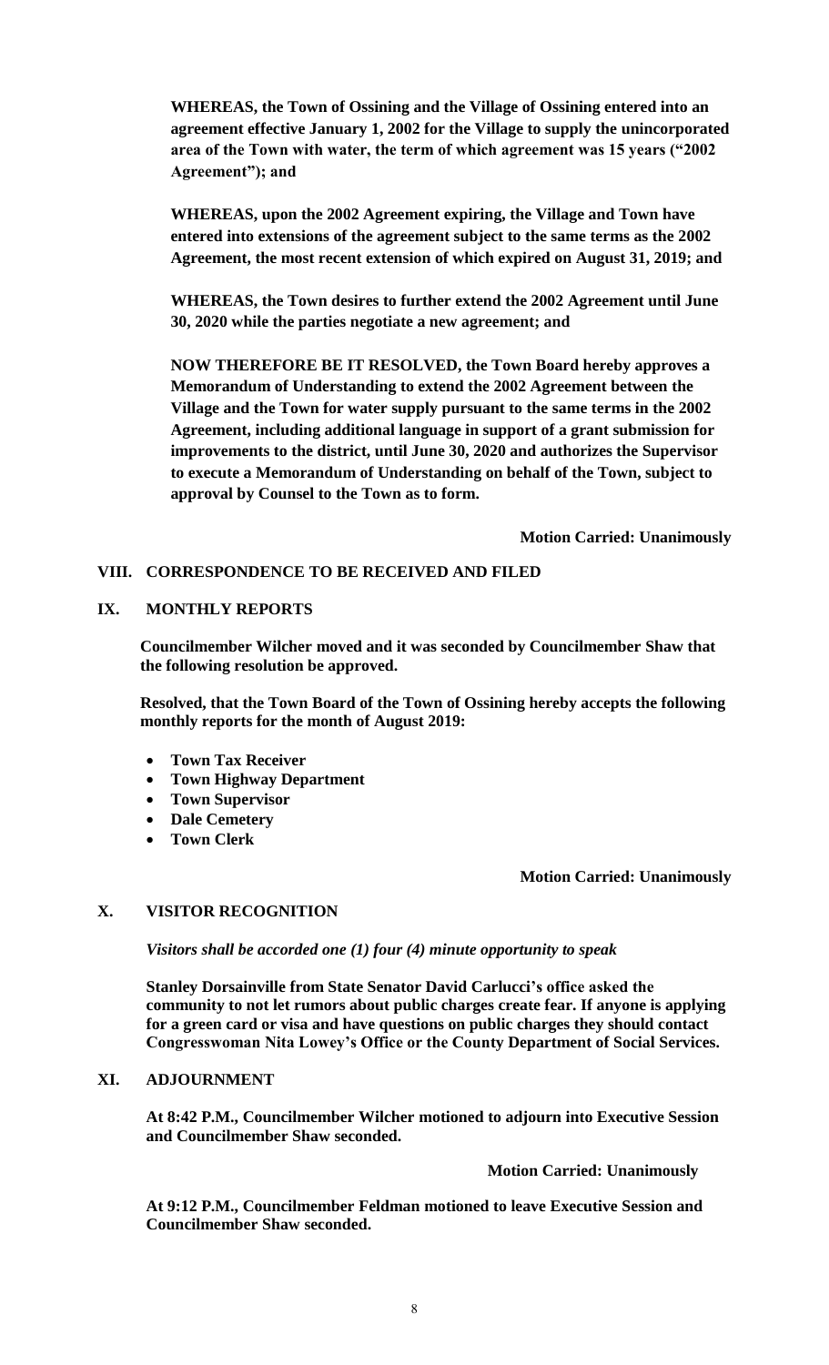**WHEREAS, the Town of Ossining and the Village of Ossining entered into an agreement effective January 1, 2002 for the Village to supply the unincorporated area of the Town with water, the term of which agreement was 15 years ("2002 Agreement"); and**

**WHEREAS, upon the 2002 Agreement expiring, the Village and Town have entered into extensions of the agreement subject to the same terms as the 2002 Agreement, the most recent extension of which expired on August 31, 2019; and**

**WHEREAS, the Town desires to further extend the 2002 Agreement until June 30, 2020 while the parties negotiate a new agreement; and**

**NOW THEREFORE BE IT RESOLVED, the Town Board hereby approves a Memorandum of Understanding to extend the 2002 Agreement between the Village and the Town for water supply pursuant to the same terms in the 2002 Agreement, including additional language in support of a grant submission for improvements to the district, until June 30, 2020 and authorizes the Supervisor to execute a Memorandum of Understanding on behalf of the Town, subject to approval by Counsel to the Town as to form.**

**Motion Carried: Unanimously**

## VIII. CORRESPONDENCE TO BE RECEIVED AND FILED

## IX. MONTHLY REPORTS

**Councilmember Wilcher moved and it was seconded by Councilmember Shaw that the following resolution be approved.**

**Resolved, that the Town Board of the Town of Ossining hereby accepts the following monthly reports for the month of August 2019:**

- **Town Tax Receiver**
- **Town Highway Department**
- **Town Supervisor**
- **Dale Cemetery**
- **Town Clerk**

**Motion Carried: Unanimously**

## X. VISITOR RECOGNITION

***Visitors shall be accorded one (1) four (4) minute opportunity to speak***

**Stanley Dorsainville from State Senator David Carlucci's office asked the community to not let rumors about public charges create fear. If anyone is applying for a green card or visa and have questions on public charges they should contact Congresswoman Nita Lowey's Office or the County Department of Social Services.**

## XI. ADJOURNMENT

**At 8:42 P.M., Councilmember Wilcher motioned to adjourn into Executive Session and Councilmember Shaw seconded.**

**Motion Carried: Unanimously**

**At 9:12 P.M., Councilmember Feldman motioned to leave Executive Session and Councilmember Shaw seconded.**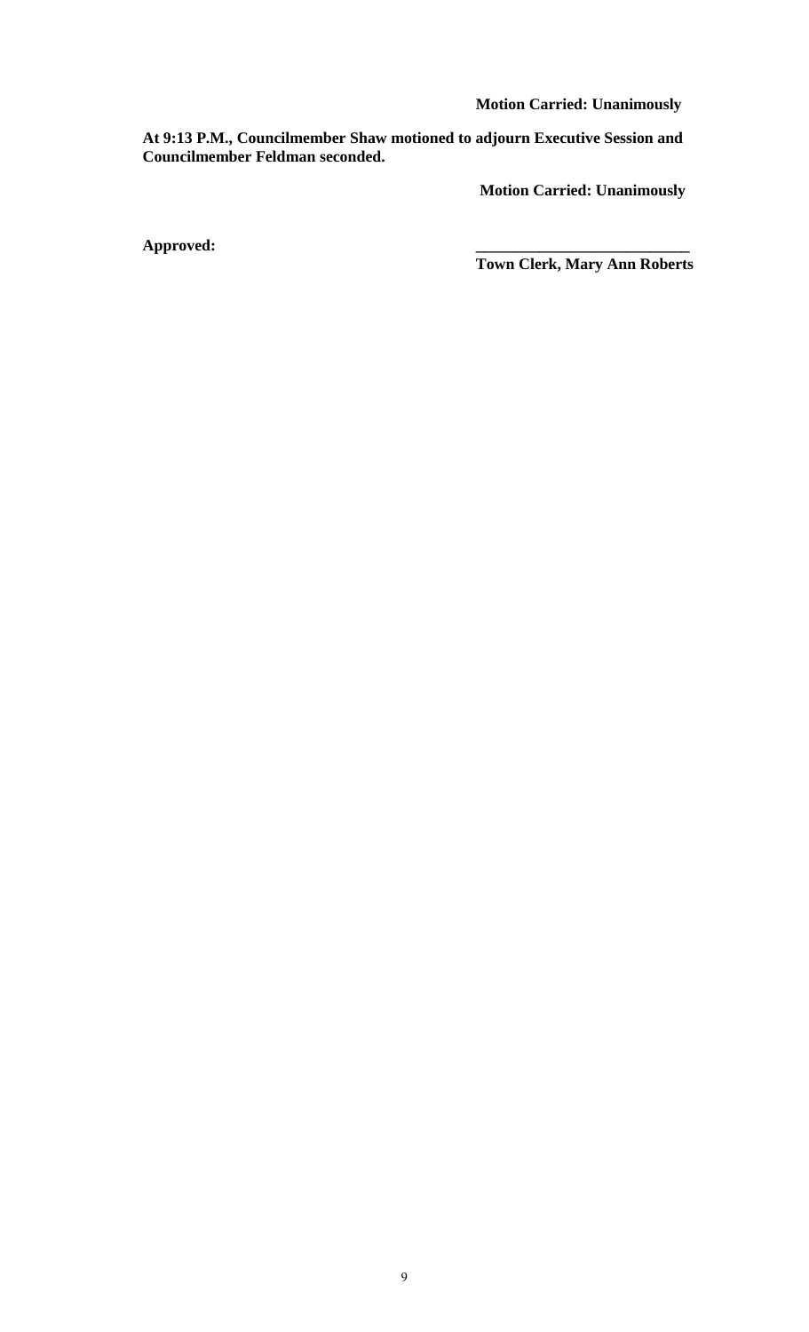**Motion Carried: Unanimously**

**At 9:13 P.M., Councilmember Shaw motioned to adjourn Executive Session and Councilmember Feldman seconded.**

**Motion Carried: Unanimously**

**Approved:** \_\_\_\_\_\_\_\_\_\_\_\_\_\_\_\_\_\_\_\_\_\_\_\_\_\_\_

**Town Clerk, Mary Ann Roberts**